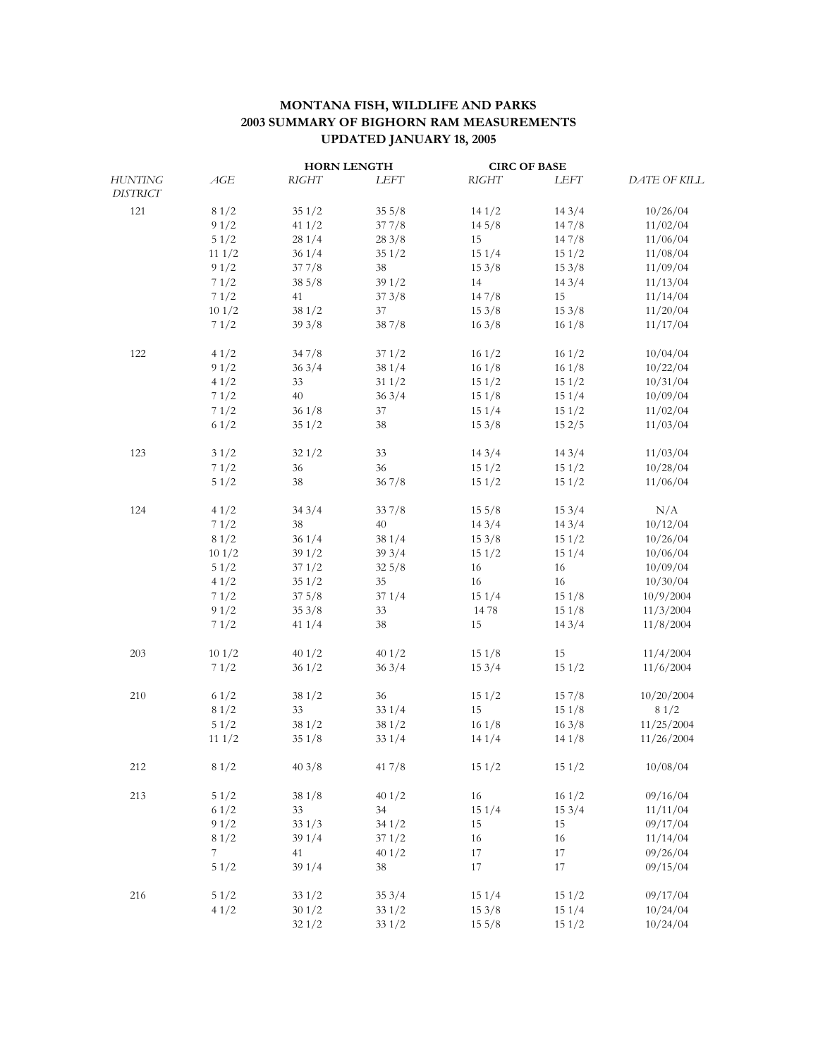**MONTANA FISH, WILDLIFE AND PARKS**
**2003 SUMMARY OF BIGHORN RAM MEASUREMENTS**
**UPDATED JANUARY 18, 2005**

| *HUNTING DISTRICT* | *AGE* | **HORN LENGTH** *RIGHT* | **HORN LENGTH** *LEFT* | **CIRC OF BASE** *RIGHT* | **CIRC OF BASE** *LEFT* | *DATE OF KILL* |
|---|---|---|---|---|---|---|
| 121 | 8 1/2 | 35 1/2 | 35 5/8 | 14 1/2 | 14 3/4 | 10/26/04 |
| | 9 1/2 | 41 1/2 | 37 7/8 | 14 5/8 | 14 7/8 | 11/02/04 |
| | 5 1/2 | 28 1/4 | 28 3/8 | 15 | 14 7/8 | 11/06/04 |
| | 11 1/2 | 36 1/4 | 35 1/2 | 15 1/4 | 15 1/2 | 11/08/04 |
| | 9 1/2 | 37 7/8 | 38 | 15 3/8 | 15 3/8 | 11/09/04 |
| | 7 1/2 | 38 5/8 | 39 1/2 | 14 | 14 3/4 | 11/13/04 |
| | 7 1/2 | 41 | 37 3/8 | 14 7/8 | 15 | 11/14/04 |
| | 10 1/2 | 38 1/2 | 37 | 15 3/8 | 15 3/8 | 11/20/04 |
| | 7 1/2 | 39 3/8 | 38 7/8 | 16 3/8 | 16 1/8 | 11/17/04 |
| 122 | 4 1/2 | 34 7/8 | 37 1/2 | 16 1/2 | 16 1/2 | 10/04/04 |
| | 9 1/2 | 36 3/4 | 38 1/4 | 16 1/8 | 16 1/8 | 10/22/04 |
| | 4 1/2 | 33 | 31 1/2 | 15 1/2 | 15 1/2 | 10/31/04 |
| | 7 1/2 | 40 | 36 3/4 | 15 1/8 | 15 1/4 | 10/09/04 |
| | 7 1/2 | 36 1/8 | 37 | 15 1/4 | 15 1/2 | 11/02/04 |
| | 6 1/2 | 35 1/2 | 38 | 15 3/8 | 15 2/5 | 11/03/04 |
| 123 | 3 1/2 | 32 1/2 | 33 | 14 3/4 | 14 3/4 | 11/03/04 |
| | 7 1/2 | 36 | 36 | 15 1/2 | 15 1/2 | 10/28/04 |
| | 5 1/2 | 38 | 36 7/8 | 15 1/2 | 15 1/2 | 11/06/04 |
| 124 | 4 1/2 | 34 3/4 | 33 7/8 | 15 5/8 | 15 3/4 | N/A |
| | 7 1/2 | 38 | 40 | 14 3/4 | 14 3/4 | 10/12/04 |
| | 8 1/2 | 36 1/4 | 38 1/4 | 15 3/8 | 15 1/2 | 10/26/04 |
| | 10 1/2 | 39 1/2 | 39 3/4 | 15 1/2 | 15 1/4 | 10/06/04 |
| | 5 1/2 | 37 1/2 | 32 5/8 | 16 | 16 | 10/09/04 |
| | 4 1/2 | 35 1/2 | 35 | 16 | 16 | 10/30/04 |
| | 7 1/2 | 37 5/8 | 37 1/4 | 15 1/4 | 15 1/8 | 10/9/2004 |
| | 9 1/2 | 35 3/8 | 33 | 14 78 | 15 1/8 | 11/3/2004 |
| | 7 1/2 | 41 1/4 | 38 | 15 | 14 3/4 | 11/8/2004 |
| 203 | 10 1/2 | 40 1/2 | 40 1/2 | 15 1/8 | 15 | 11/4/2004 |
| | 7 1/2 | 36 1/2 | 36 3/4 | 15 3/4 | 15 1/2 | 11/6/2004 |
| 210 | 6 1/2 | 38 1/2 | 36 | 15 1/2 | 15 7/8 | 10/20/2004 |
| | 8 1/2 | 33 | 33 1/4 | 15 | 15 1/8 | 8 1/2 |
| | 5 1/2 | 38 1/2 | 38 1/2 | 16 1/8 | 16 3/8 | 11/25/2004 |
| | 11 1/2 | 35 1/8 | 33 1/4 | 14 1/4 | 14 1/8 | 11/26/2004 |
| 212 | 8 1/2 | 40 3/8 | 41 7/8 | 15 1/2 | 15 1/2 | 10/08/04 |
| 213 | 5 1/2 | 38 1/8 | 40 1/2 | 16 | 16 1/2 | 09/16/04 |
| | 6 1/2 | 33 | 34 | 15 1/4 | 15 3/4 | 11/11/04 |
| | 9 1/2 | 33 1/3 | 34 1/2 | 15 | 15 | 09/17/04 |
| | 8 1/2 | 39 1/4 | 37 1/2 | 16 | 16 | 11/14/04 |
| | 7 | 41 | 40 1/2 | 17 | 17 | 09/26/04 |
| | 5 1/2 | 39 1/4 | 38 | 17 | 17 | 09/15/04 |
| 216 | 5 1/2 | 33 1/2 | 35 3/4 | 15 1/4 | 15 1/2 | 09/17/04 |
| | 4 1/2 | 30 1/2 | 33 1/2 | 15 3/8 | 15 1/4 | 10/24/04 |
| | | 32 1/2 | 33 1/2 | 15 5/8 | 15 1/2 | 10/24/04 |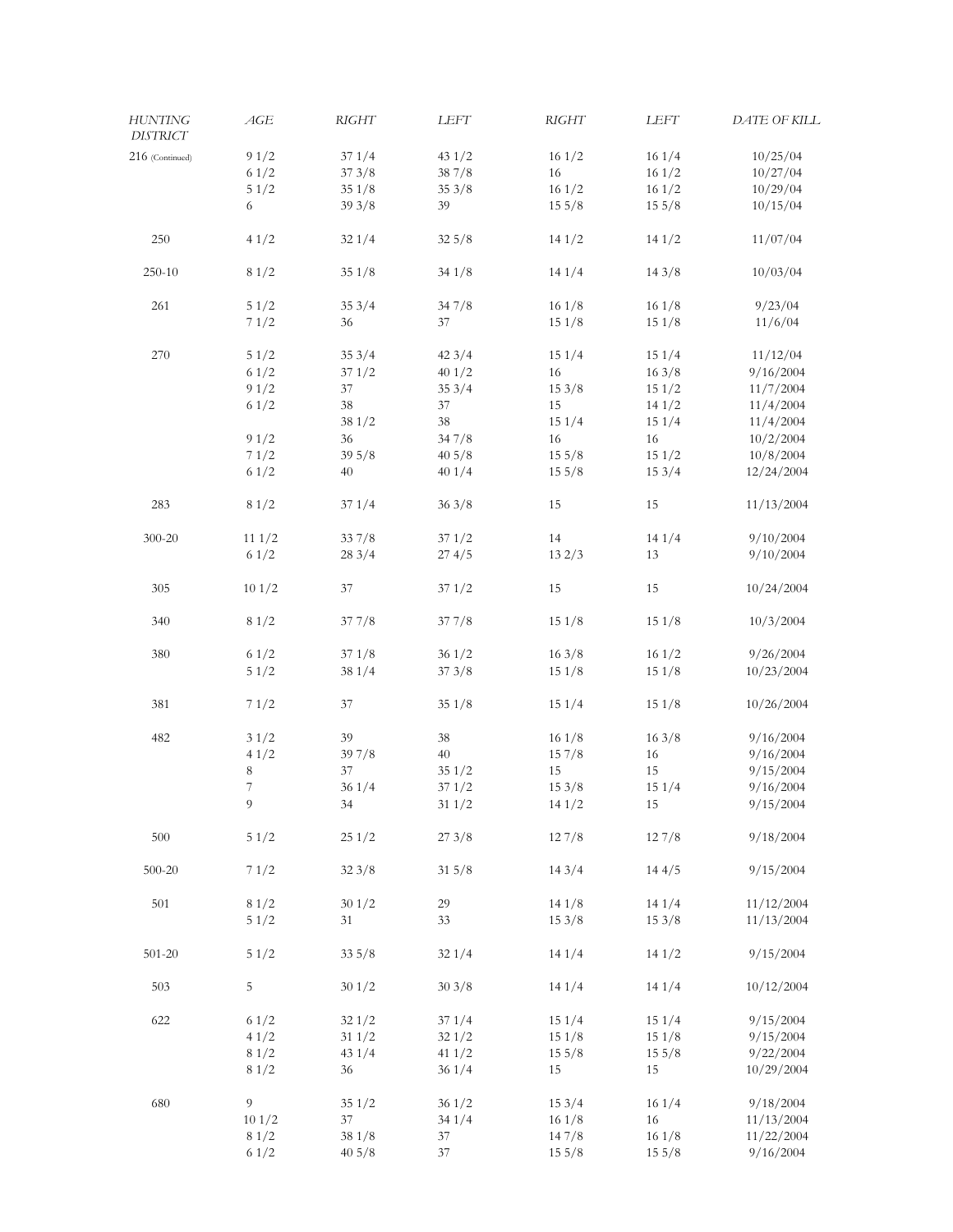| *HUNTING DISTRICT* | *AGE* | *RIGHT* | *LEFT* | *RIGHT* | *LEFT* | *DATE OF KILL* |
|---|---|---|---|---|---|---|
| 216 (Continued) | 9 1/2 | 37 1/4 | 43 1/2 | 16 1/2 | 16 1/4 | 10/25/04 |
| | 6 1/2 | 37 3/8 | 38 7/8 | 16 | 16 1/2 | 10/27/04 |
| | 5 1/2 | 35 1/8 | 35 3/8 | 16 1/2 | 16 1/2 | 10/29/04 |
| | 6 | 39 3/8 | 39 | 15 5/8 | 15 5/8 | 10/15/04 |
| 250 | 4 1/2 | 32 1/4 | 32 5/8 | 14 1/2 | 14 1/2 | 11/07/04 |
| 250-10 | 8 1/2 | 35 1/8 | 34 1/8 | 14 1/4 | 14 3/8 | 10/03/04 |
| 261 | 5 1/2 | 35 3/4 | 34 7/8 | 16 1/8 | 16 1/8 | 9/23/04 |
| | 7 1/2 | 36 | 37 | 15 1/8 | 15 1/8 | 11/6/04 |
| 270 | 5 1/2 | 35 3/4 | 42 3/4 | 15 1/4 | 15 1/4 | 11/12/04 |
| | 6 1/2 | 37 1/2 | 40 1/2 | 16 | 16 3/8 | 9/16/2004 |
| | 9 1/2 | 37 | 35 3/4 | 15 3/8 | 15 1/2 | 11/7/2004 |
| | 6 1/2 | 38 | 37 | 15 | 14 1/2 | 11/4/2004 |
| | | 38 1/2 | 38 | 15 1/4 | 15 1/4 | 11/4/2004 |
| | 9 1/2 | 36 | 34 7/8 | 16 | 16 | 10/2/2004 |
| | 7 1/2 | 39 5/8 | 40 5/8 | 15 5/8 | 15 1/2 | 10/8/2004 |
| | 6 1/2 | 40 | 40 1/4 | 15 5/8 | 15 3/4 | 12/24/2004 |
| 283 | 8 1/2 | 37 1/4 | 36 3/8 | 15 | 15 | 11/13/2004 |
| 300-20 | 11 1/2 | 33 7/8 | 37 1/2 | 14 | 14 1/4 | 9/10/2004 |
| | 6 1/2 | 28 3/4 | 27 4/5 | 13 2/3 | 13 | 9/10/2004 |
| 305 | 10 1/2 | 37 | 37 1/2 | 15 | 15 | 10/24/2004 |
| 340 | 8 1/2 | 37 7/8 | 37 7/8 | 15 1/8 | 15 1/8 | 10/3/2004 |
| 380 | 6 1/2 | 37 1/8 | 36 1/2 | 16 3/8 | 16 1/2 | 9/26/2004 |
| | 5 1/2 | 38 1/4 | 37 3/8 | 15 1/8 | 15 1/8 | 10/23/2004 |
| 381 | 7 1/2 | 37 | 35 1/8 | 15 1/4 | 15 1/8 | 10/26/2004 |
| 482 | 3 1/2 | 39 | 38 | 16 1/8 | 16 3/8 | 9/16/2004 |
| | 4 1/2 | 39 7/8 | 40 | 15 7/8 | 16 | 9/16/2004 |
| | 8 | 37 | 35 1/2 | 15 | 15 | 9/15/2004 |
| | 7 | 36 1/4 | 37 1/2 | 15 3/8 | 15 1/4 | 9/16/2004 |
| | 9 | 34 | 31 1/2 | 14 1/2 | 15 | 9/15/2004 |
| 500 | 5 1/2 | 25 1/2 | 27 3/8 | 12 7/8 | 12 7/8 | 9/18/2004 |
| 500-20 | 7 1/2 | 32 3/8 | 31 5/8 | 14 3/4 | 14 4/5 | 9/15/2004 |
| 501 | 8 1/2 | 30 1/2 | 29 | 14 1/8 | 14 1/4 | 11/12/2004 |
| | 5 1/2 | 31 | 33 | 15 3/8 | 15 3/8 | 11/13/2004 |
| 501-20 | 5 1/2 | 33 5/8 | 32 1/4 | 14 1/4 | 14 1/2 | 9/15/2004 |
| 503 | 5 | 30 1/2 | 30 3/8 | 14 1/4 | 14 1/4 | 10/12/2004 |
| 622 | 6 1/2 | 32 1/2 | 37 1/4 | 15 1/4 | 15 1/4 | 9/15/2004 |
| | 4 1/2 | 31 1/2 | 32 1/2 | 15 1/8 | 15 1/8 | 9/15/2004 |
| | 8 1/2 | 43 1/4 | 41 1/2 | 15 5/8 | 15 5/8 | 9/22/2004 |
| | 8 1/2 | 36 | 36 1/4 | 15 | 15 | 10/29/2004 |
| 680 | 9 | 35 1/2 | 36 1/2 | 15 3/4 | 16 1/4 | 9/18/2004 |
| | 10 1/2 | 37 | 34 1/4 | 16 1/8 | 16 | 11/13/2004 |
| | 8 1/2 | 38 1/8 | 37 | 14 7/8 | 16 1/8 | 11/22/2004 |
| | 6 1/2 | 40 5/8 | 37 | 15 5/8 | 15 5/8 | 9/16/2004 |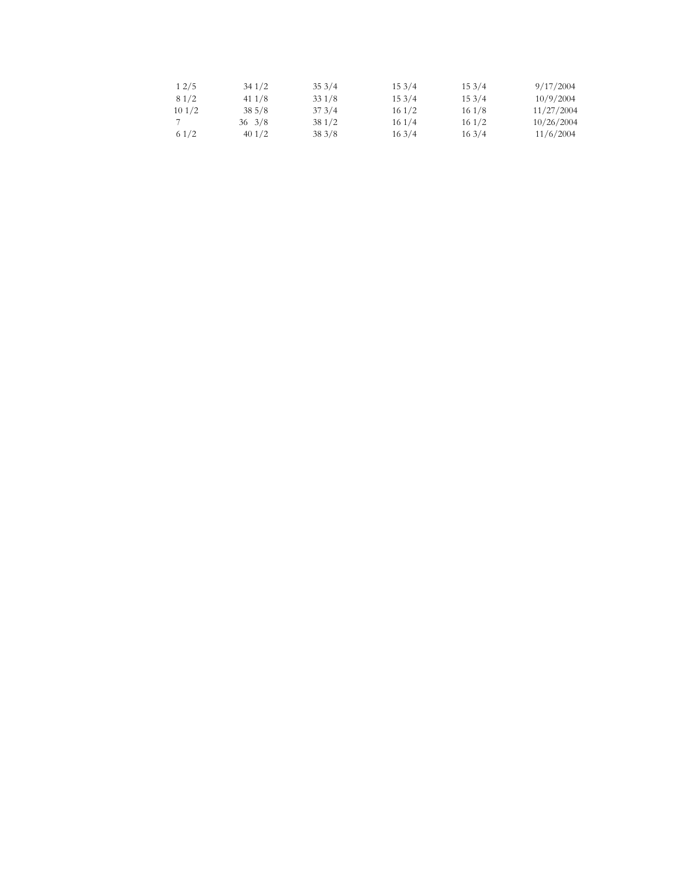| | | | | | |
|---|---|---|---|---|---|
| 1 2/5 | 34 1/2 | 35 3/4 | 15 3/4 | 15 3/4 | 9/17/2004 |
| 8 1/2 | 41 1/8 | 33 1/8 | 15 3/4 | 15 3/4 | 10/9/2004 |
| 10 1/2 | 38 5/8 | 37 3/4 | 16 1/2 | 16 1/8 | 11/27/2004 |
| 7 | 36 3/8 | 38 1/2 | 16 1/4 | 16 1/2 | 10/26/2004 |
| 6 1/2 | 40 1/2 | 38 3/8 | 16 3/4 | 16 3/4 | 11/6/2004 |